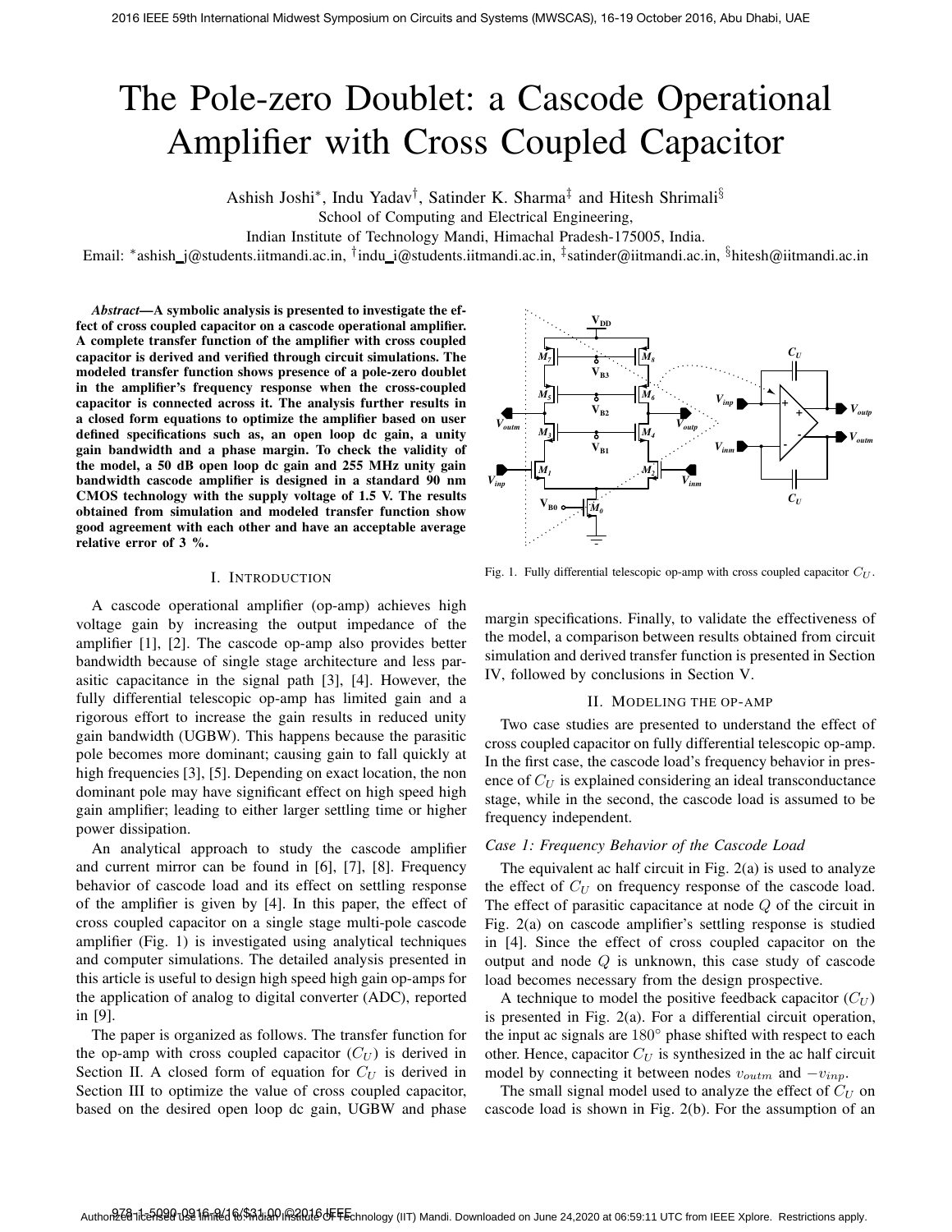# The Pole-zero Doublet: a Cascode Operational Amplifier with Cross Coupled Capacitor

Ashish Joshi*, Indu Yadav†, Satinder K. Sharma‡ and Hitesh Shrimali§

School of Computing and Electrical Engineering,

Indian Institute of Technology Mandi, Himachal Pradesh-175005, India.

Email: *ashish_j@students.iitmandi.ac.in, †indu_i@students.iitmandi.ac.in, ‡satinder@iitmandi.ac.in, §hitesh@iitmandi.ac.in

***Abstract*—A symbolic analysis is presented to investigate the effect of cross coupled capacitor on a cascode operational amplifier. A complete transfer function of the amplifier with cross coupled capacitor is derived and verified through circuit simulations. The modeled transfer function shows presence of a pole-zero doublet in the amplifier's frequency response when the cross-coupled capacitor is connected across it. The analysis further results in a closed form equations to optimize the amplifier based on user defined specifications such as, an open loop dc gain, a unity gain bandwidth and a phase margin. To check the validity of the model, a 50 dB open loop dc gain and 255 MHz unity gain bandwidth cascode amplifier is designed in a standard 90 nm CMOS technology with the supply voltage of 1.5 V. The results obtained from simulation and modeled transfer function show good agreement with each other and have an acceptable average relative error of 3 %.**

## I. Introduction

A cascode operational amplifier (op-amp) achieves high voltage gain by increasing the output impedance of the amplifier [1], [2]. The cascode op-amp also provides better bandwidth because of single stage architecture and less parasitic capacitance in the signal path [3], [4]. However, the fully differential telescopic op-amp has limited gain and a rigorous effort to increase the gain results in reduced unity gain bandwidth (UGBW). This happens because the parasitic pole becomes more dominant; causing gain to fall quickly at high frequencies [3], [5]. Depending on exact location, the non dominant pole may have significant effect on high speed high gain amplifier; leading to either larger settling time or higher power dissipation.

An analytical approach to study the cascode amplifier and current mirror can be found in [6], [7], [8]. Frequency behavior of cascode load and its effect on settling response of the amplifier is given by [4]. In this paper, the effect of cross coupled capacitor on a single stage multi-pole cascode amplifier (Fig. 1) is investigated using analytical techniques and computer simulations. The detailed analysis presented in this article is useful to design high speed high gain op-amps for the application of analog to digital converter (ADC), reported in [9].

The paper is organized as follows. The transfer function for the op-amp with cross coupled capacitor ($C_U$) is derived in Section II. A closed form of equation for $C_U$ is derived in Section III to optimize the value of cross coupled capacitor, based on the desired open loop dc gain, UGBW and phase margin specifications. Finally, to validate the effectiveness of the model, a comparison between results obtained from circuit simulation and derived transfer function is presented in Section IV, followed by conclusions in Section V.

Fig. 1. Fully differential telescopic op-amp with cross coupled capacitor $C_U$.

## II. Modeling the Op-amp

Two case studies are presented to understand the effect of cross coupled capacitor on fully differential telescopic op-amp. In the first case, the cascode load's frequency behavior in presence of $C_U$ is explained considering an ideal transconductance stage, while in the second, the cascode load is assumed to be frequency independent.

### *Case 1: Frequency Behavior of the Cascode Load*

The equivalent ac half circuit in Fig. 2(a) is used to analyze the effect of $C_U$ on frequency response of the cascode load. The effect of parasitic capacitance at node $Q$ of the circuit in Fig. 2(a) on cascode amplifier's settling response is studied in [4]. Since the effect of cross coupled capacitor on the output and node $Q$ is unknown, this case study of cascode load becomes necessary from the design prospective.

A technique to model the positive feedback capacitor ($C_U$) is presented in Fig. 2(a). For a differential circuit operation, the input ac signals are $180^\circ$ phase shifted with respect to each other. Hence, capacitor $C_U$ is synthesized in the ac half circuit model by connecting it between nodes $v_{outm}$ and $-v_{inp}$.

The small signal model used to analyze the effect of $C_U$ on cascode load is shown in Fig. 2(b). For the assumption of an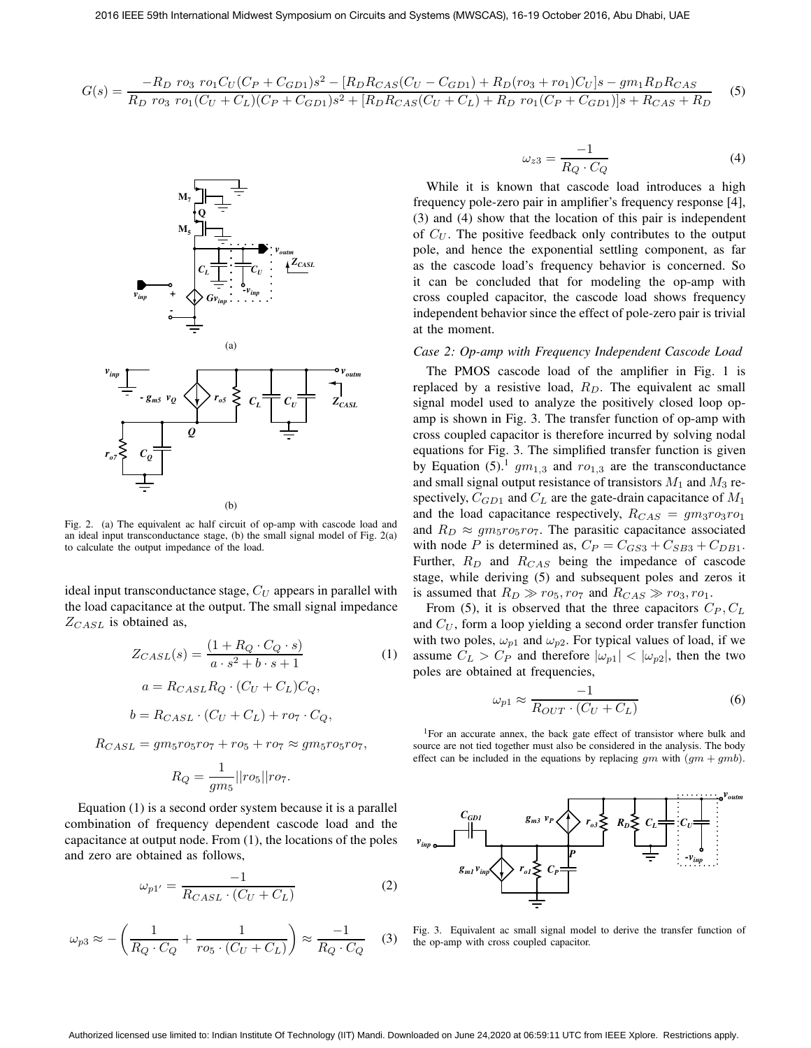$$G(s) = \frac{-R_D\ ro_3\ ro_1 C_U(C_P + C_{GD1})s^2 - [R_D R_{CAS}(C_U - C_{GD1}) + R_D(ro_3 + ro_1)C_U]s - gm_1 R_D R_{CAS}}{R_D\ ro_3\ ro_1(C_U + C_L)(C_P + C_{GD1})s^2 + [R_D R_{CAS}(C_U + C_L) + R_D\ ro_1(C_P + C_{GD1})]s + R_{CAS} + R_D} \quad (5)$$

Fig. 2. (a) The equivalent ac half circuit of op-amp with cascode load and an ideal input transconductance stage, (b) the small signal model of Fig. 2(a) to calculate the output impedance of the load.

ideal input transconductance stage, $C_U$ appears in parallel with the load capacitance at the output. The small signal impedance $Z_{CASL}$ is obtained as,

$$Z_{CASL}(s) = \frac{(1 + R_Q \cdot C_Q \cdot s)}{a \cdot s^2 + b \cdot s + 1} \quad (1)$$

$$a = R_{CASL} R_Q \cdot (C_U + C_L) C_Q,$$

$$b = R_{CASL} \cdot (C_U + C_L) + ro_7 \cdot C_Q,$$

$$R_{CASL} = gm_5 ro_5 ro_7 + ro_5 + ro_7 \approx gm_5 ro_5 ro_7,$$

$$R_Q = \frac{1}{gm_5} || ro_5 || ro_7.$$

Equation (1) is a second order system because it is a parallel combination of frequency dependent cascode load and the capacitance at output node. From (1), the locations of the poles and zero are obtained as follows,

$$\omega_{p1'} = \frac{-1}{R_{CASL} \cdot (C_U + C_L)} \quad (2)$$

$$\omega_{p3} \approx -\left(\frac{1}{R_Q \cdot C_Q} + \frac{1}{ro_5 \cdot (C_U + C_L)}\right) \approx \frac{-1}{R_Q \cdot C_Q} \quad (3)$$

$$\omega_{z3} = \frac{-1}{R_Q \cdot C_Q} \quad (4)$$

While it is known that cascode load introduces a high frequency pole-zero pair in amplifier's frequency response [4], (3) and (4) show that the location of this pair is independent of $C_U$. The positive feedback only contributes to the output pole, and hence the exponential settling component, as far as the cascode load's frequency behavior is concerned. So it can be concluded that for modeling the op-amp with cross coupled capacitor, the cascode load shows frequency independent behavior since the effect of pole-zero pair is trivial at the moment.

*Case 2: Op-amp with Frequency Independent Cascode Load*

The PMOS cascode load of the amplifier in Fig. 1 is replaced by a resistive load, $R_D$. The equivalent ac small signal model used to analyze the positively closed loop op-amp is shown in Fig. 3. The transfer function of op-amp with cross coupled capacitor is therefore incurred by solving nodal equations for Fig. 3. The simplified transfer function is given by Equation (5).[1] $gm_{1,3}$ and $ro_{1,3}$ are the transconductance and small signal output resistance of transistors $M_1$ and $M_3$ respectively, $C_{GD1}$ and $C_L$ are the gate-drain capacitance of $M_1$ and the load capacitance respectively, $R_{CAS} = gm_3 ro_3 ro_1$ and $R_D \approx gm_5 ro_5 ro_7$. The parasitic capacitance associated with node $P$ is determined as, $C_P = C_{GS3} + C_{SB3} + C_{DB1}$. Further, $R_D$ and $R_{CAS}$ being the impedance of cascode stage, while deriving (5) and subsequent poles and zeros it is assumed that $R_D \gg ro_5, ro_7$ and $R_{CAS} \gg ro_3, ro_1$.

From (5), it is observed that the three capacitors $C_P, C_L$ and $C_U$, form a loop yielding a second order transfer function with two poles, $\omega_{p1}$ and $\omega_{p2}$. For typical values of load, if we assume $C_L > C_P$ and therefore $|\omega_{p1}| < |\omega_{p2}|$, then the two poles are obtained at frequencies,

$$\omega_{p1} \approx \frac{-1}{R_{OUT} \cdot (C_U + C_L)} \quad (6)$$

[1]For an accurate annex, the back gate effect of transistor where bulk and source are not tied together must also be considered in the analysis. The body effect can be included in the equations by replacing $gm$ with $(gm + gmb)$.

Fig. 3. Equivalent ac small signal model to derive the transfer function of the op-amp with cross coupled capacitor.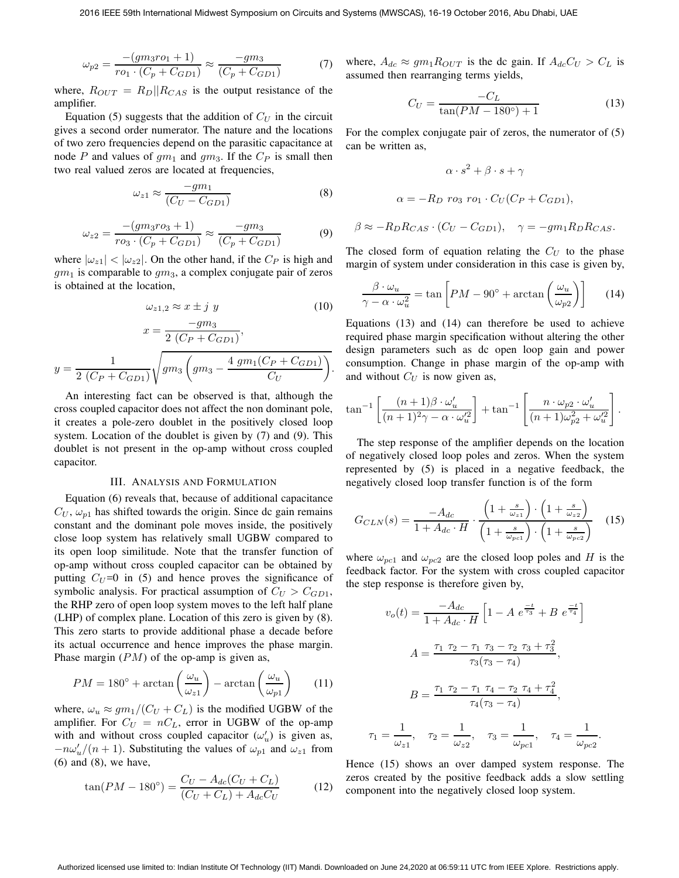$$\omega_{p2} = \frac{-(gm_3 ro_1 + 1)}{ro_1 \cdot (C_p + C_{GD1})} \approx \frac{-gm_3}{(C_p + C_{GD1})} \tag{7}$$

where, $R_{OUT} = R_D || R_{CAS}$ is the output resistance of the amplifier.

Equation (5) suggests that the addition of $C_U$ in the circuit gives a second order numerator. The nature and the locations of two zero frequencies depend on the parasitic capacitance at node $P$ and values of $gm_1$ and $gm_3$. If the $C_P$ is small then two real valued zeros are located at frequencies,

$$\omega_{z1} \approx \frac{-gm_1}{(C_U - C_{GD1})} \tag{8}$$

$$\omega_{z2} = \frac{-(gm_3 ro_3 + 1)}{ro_3 \cdot (C_p + C_{GD1})} \approx \frac{-gm_3}{(C_p + C_{GD1})} \tag{9}$$

where $|\omega_{z1}| < |\omega_{z2}|$. On the other hand, if the $C_P$ is high and $gm_1$ is comparable to $gm_3$, a complex conjugate pair of zeros is obtained at the location,

$$\omega_{z1,2} \approx x \pm j\ y \tag{10}$$

$$x = \frac{-gm_3}{2\ (C_P + C_{GD1})},$$

$$y = \frac{1}{2\ (C_P + C_{GD1})} \sqrt{gm_3 \left( gm_3 - \frac{4\ gm_1 (C_P + C_{GD1})}{C_U} \right)}.$$

An interesting fact can be observed is that, although the cross coupled capacitor does not affect the non dominant pole, it creates a pole-zero doublet in the positively closed loop system. Location of the doublet is given by (7) and (9). This doublet is not present in the op-amp without cross coupled capacitor.

## III. Analysis and Formulation

Equation (6) reveals that, because of additional capacitance $C_U$, $\omega_{p1}$ has shifted towards the origin. Since dc gain remains constant and the dominant pole moves inside, the positively close loop system has relatively small UGBW compared to its open loop similitude. Note that the transfer function of op-amp without cross coupled capacitor can be obtained by putting $C_U$=0 in (5) and hence proves the significance of symbolic analysis. For practical assumption of $C_U > C_{GD1}$, the RHP zero of open loop system moves to the left half plane (LHP) of complex plane. Location of this zero is given by (8). This zero starts to provide additional phase a decade before its actual occurrence and hence improves the phase margin. Phase margin ($PM$) of the op-amp is given as,

$$PM = 180^\circ + \arctan\left(\frac{\omega_u}{\omega_{z1}}\right) - \arctan\left(\frac{\omega_u}{\omega_{p1}}\right) \tag{11}$$

where, $\omega_u \approx gm_1/(C_U + C_L)$ is the modified UGBW of the amplifier. For $C_U = nC_L$, error in UGBW of the op-amp with and without cross coupled capacitor ($\omega_u'$) is given as, $-n\omega_u'/(n+1)$. Substituting the values of $\omega_{p1}$ and $\omega_{z1}$ from (6) and (8), we have,

$$\tan(PM - 180^\circ) = \frac{C_U - A_{dc}(C_U + C_L)}{(C_U + C_L) + A_{dc} C_U} \tag{12}$$

where, $A_{dc} \approx gm_1 R_{OUT}$ is the dc gain. If $A_{dc} C_U > C_L$ is assumed then rearranging terms yields,

$$C_U = \frac{-C_L}{\tan(PM - 180^\circ) + 1} \tag{13}$$

For the complex conjugate pair of zeros, the numerator of (5) can be written as,

$$\alpha \cdot s^2 + \beta \cdot s + \gamma$$

$$\alpha = -R_D\ ro_3\ ro_1 \cdot C_U (C_P + C_{GD1}),$$

$$\beta \approx -R_D R_{CAS} \cdot (C_U - C_{GD1}), \quad \gamma = -gm_1 R_D R_{CAS}.$$

The closed form of equation relating the $C_U$ to the phase margin of system under consideration in this case is given by,

$$\frac{\beta \cdot \omega_u}{\gamma - \alpha \cdot \omega_u^2} = \tan\left[PM - 90^\circ + \arctan\left(\frac{\omega_u}{\omega_{p2}}\right)\right] \tag{14}$$

Equations (13) and (14) can therefore be used to achieve required phase margin specification without altering the other design parameters such as dc open loop gain and power consumption. Change in phase margin of the op-amp with and without $C_U$ is now given as,

$$\tan^{-1}\left[\frac{(n+1)\beta \cdot \omega_u'}{(n+1)^2 \gamma - \alpha \cdot \omega_u'^2}\right] + \tan^{-1}\left[\frac{n \cdot \omega_{p2} \cdot \omega_u'}{(n+1)\omega_{p2}^2 + \omega_u'^2}\right].$$

The step response of the amplifier depends on the location of negatively closed loop poles and zeros. When the system represented by (5) is placed in a negative feedback, the negatively closed loop transfer function is of the form

$$G_{CLN}(s) = \frac{-A_{dc}}{1 + A_{dc} \cdot H} \cdot \frac{\left(1 + \frac{s}{\omega_{z1}}\right) \cdot \left(1 + \frac{s}{\omega_{z2}}\right)}{\left(1 + \frac{s}{\omega_{pc1}}\right) \cdot \left(1 + \frac{s}{\omega_{pc2}}\right)} \tag{15}$$

where $\omega_{pc1}$ and $\omega_{pc2}$ are the closed loop poles and $H$ is the feedback factor. For the system with cross coupled capacitor the step response is therefore given by,

$$v_o(t) = \frac{-A_{dc}}{1 + A_{dc} \cdot H} \left[1 - A\ e^{\frac{-t}{\tau_3}} + B\ e^{\frac{-t}{\tau_4}}\right]$$

$$A = \frac{\tau_1\ \tau_2 - \tau_1\ \tau_3 - \tau_2\ \tau_3 + \tau_3^2}{\tau_3(\tau_3 - \tau_4)},$$

$$B = \frac{\tau_1\ \tau_2 - \tau_1\ \tau_4 - \tau_2\ \tau_4 + \tau_4^2}{\tau_4(\tau_3 - \tau_4)},$$

$$\tau_1 = \frac{1}{\omega_{z1}}, \quad \tau_2 = \frac{1}{\omega_{z2}}, \quad \tau_3 = \frac{1}{\omega_{pc1}}, \quad \tau_4 = \frac{1}{\omega_{pc2}}.$$

Hence (15) shows an over damped system response. The zeros created by the positive feedback adds a slow settling component into the negatively closed loop system.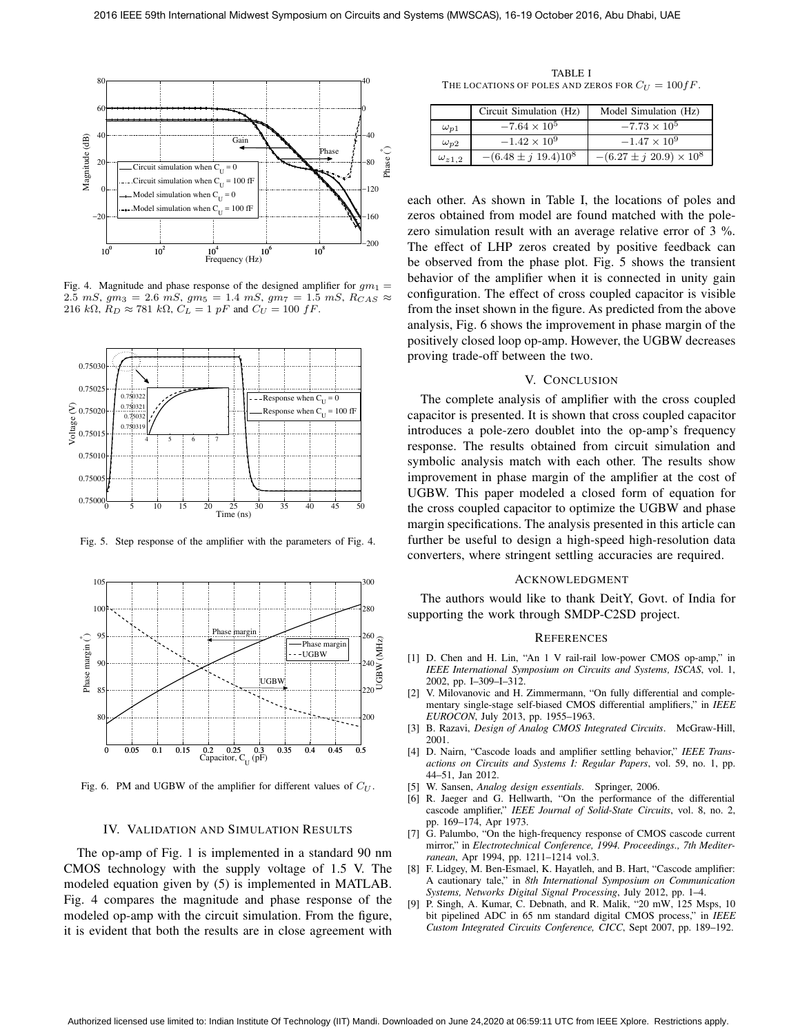80
60
40
20
0
−20
40
0
−40
−80
−120
−160
−200
Magnitude (dB)
Phase (°)
Gain
Phase
Circuit simulation when $C_U$ = 0
Circuit simulation when $C_U$ = 100 fF
Model simulation when $C_U$ = 0
Model simulation when $C_U$ = 100 fF
$10^0$
$10^2$
$10^4$
$10^6$
$10^8$
Frequency (Hz)

Fig. 4. Magnitude and phase response of the designed amplifier for $gm_1 = 2.5\ mS$, $gm_3 = 2.6\ mS$, $gm_5 = 1.4\ mS$, $gm_7 = 1.5\ mS$, $R_{CAS} \approx 216\ k\Omega$, $R_D \approx 781\ k\Omega$, $C_L = 1\ pF$ and $C_U = 100\ fF$.

0.75030
0.75025
0.75020
0.75015
0.75010
0.75005
0.75000
Voltage (V)
0.750322
0.750321
0.75032
0.750319
4 5 6 7
Response when $C_U$ = 0
Response when $C_U$ = 100 fF
0 5 10 15 20 25 30 35 40 45 50
Time (ns)

Fig. 5. Step response of the amplifier with the parameters of Fig. 4.

105
100
95
90
85
80
300
280
260
240
220
200
Phase margin (°)
UGBW (MHz)
Phase margin
UGBW
Phase margin
UGBW
0 0.05 0.1 0.15 0.2 0.25 0.3 0.35 0.4 0.45 0.5
Capacitor, $C_U$ (pF)

Fig. 6. PM and UGBW of the amplifier for different values of $C_U$.

## IV. Validation and Simulation Results

The op-amp of Fig. 1 is implemented in a standard 90 nm CMOS technology with the supply voltage of 1.5 V. The modeled equation given by (5) is implemented in MATLAB. Fig. 4 compares the magnitude and phase response of the modeled op-amp with the circuit simulation. From the figure, it is evident that both the results are in close agreement with each other. As shown in Table I, the locations of poles and zeros obtained from model are found matched with the pole-zero simulation result with an average relative error of 3 %. The effect of LHP zeros created by positive feedback can be observed from the phase plot. Fig. 5 shows the transient behavior of the amplifier when it is connected in unity gain configuration. The effect of cross coupled capacitor is visible from the inset shown in the figure. As predicted from the above analysis, Fig. 6 shows the improvement in phase margin of the positively closed loop op-amp. However, the UGBW decreases proving trade-off between the two.

TABLE I
THE LOCATIONS OF POLES AND ZEROS FOR $C_U = 100fF$.

| | Circuit Simulation (Hz) | Model Simulation (Hz) |
|---|---|---|
| $\omega_{p1}$ | $-7.64 \times 10^5$ | $-7.73 \times 10^5$ |
| $\omega_{p2}$ | $-1.42 \times 10^9$ | $-1.47 \times 10^9$ |
| $\omega_{z1,2}$ | $-(6.48 \pm j\ 19.4)10^8$ | $-(6.27 \pm j\ 20.9) \times 10^8$ |

## V. Conclusion

The complete analysis of amplifier with the cross coupled capacitor is presented. It is shown that cross coupled capacitor introduces a pole-zero doublet into the op-amp's frequency response. The results obtained from circuit simulation and symbolic analysis match with each other. The results show improvement in phase margin of the amplifier at the cost of UGBW. This paper modeled a closed form of equation for the cross coupled capacitor to optimize the UGBW and phase margin specifications. The analysis presented in this article can further be useful to design a high-speed high-resolution data converters, where stringent settling accuracies are required.

## Acknowledgment

The authors would like to thank DeitY, Govt. of India for supporting the work through SMDP-C2SD project.

## References

[1] D. Chen and H. Lin, "An 1 V rail-rail low-power CMOS op-amp," in *IEEE International Symposium on Circuits and Systems, ISCAS*, vol. 1, 2002, pp. I–309–I–312.

[2] V. Milovanovic and H. Zimmermann, "On fully differential and complementary single-stage self-biased CMOS differential amplifiers," in *IEEE EUROCON*, July 2013, pp. 1955–1963.

[3] B. Razavi, *Design of Analog CMOS Integrated Circuits*. McGraw-Hill, 2001.

[4] D. Nairn, "Cascode loads and amplifier settling behavior," *IEEE Transactions on Circuits and Systems I: Regular Papers*, vol. 59, no. 1, pp. 44–51, Jan 2012.

[5] W. Sansen, *Analog design essentials*. Springer, 2006.

[6] R. Jaeger and G. Hellwarth, "On the performance of the differential cascode amplifier," *IEEE Journal of Solid-State Circuits*, vol. 8, no. 2, pp. 169–174, Apr 1973.

[7] G. Palumbo, "On the high-frequency response of CMOS cascode current mirror," in *Electrotechnical Conference, 1994. Proceedings., 7th Mediterranean*, Apr 1994, pp. 1211–1214 vol.3.

[8] F. Lidgey, M. Ben-Esmael, K. Hayatleh, and B. Hart, "Cascode amplifier: A cautionary tale," in *8th International Symposium on Communication Systems, Networks Digital Signal Processing*, July 2012, pp. 1–4.

[9] P. Singh, A. Kumar, C. Debnath, and R. Malik, "20 mW, 125 Msps, 10 bit pipelined ADC in 65 nm standard digital CMOS process," in *IEEE Custom Integrated Circuits Conference, CICC*, Sept 2007, pp. 189–192.